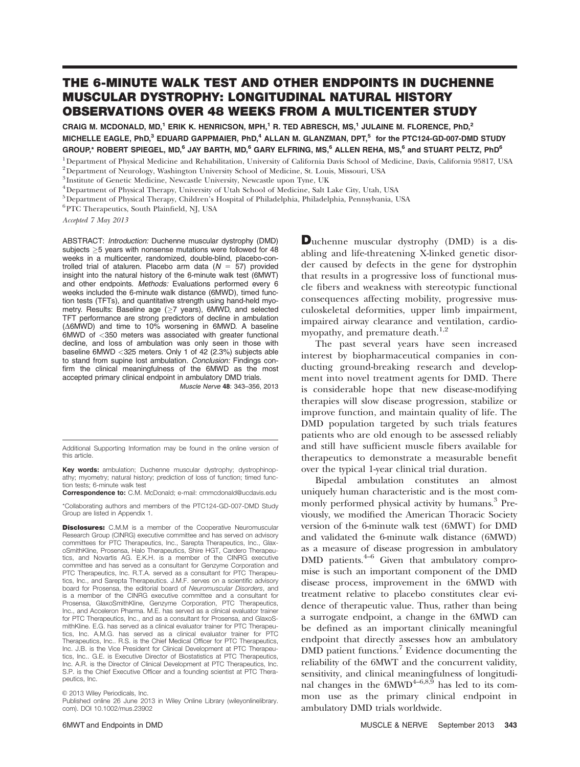# THE 6-MINUTE WALK TEST AND OTHER ENDPOINTS IN DUCHENNE MUSCULAR DYSTROPHY: LONGITUDINAL NATURAL HISTORY OBSERVATIONS OVER 48 WEEKS FROM A MULTICENTER STUDY

CRAIG M. MCDONALD, MD,[1] ERIK K. HENRICSON, MPH,[1] R. TED ABRESCH, MS,[1] JULAINE M. FLORENCE, PhD,[2] MICHELLE EAGLE, PhD,[3] EDUARD GAPPMAIER, PhD,[4] ALLAN M. GLANZMAN, DPT,[5] for the PTC124-GD-007-DMD STUDY GROUP,* ROBERT SPIEGEL, MD,[6] JAY BARTH, MD,[6] GARY ELFRING, MS,[6] ALLEN REHA, MS,[6] and STUART PELTZ, PhD[6]

[1] Department of Physical Medicine and Rehabilitation, University of California Davis School of Medicine, Davis, California 95817, USA
[2] Department of Neurology, Washington University School of Medicine, St. Louis, Missouri, USA
[3] Institute of Genetic Medicine, Newcastle University, Newcastle upon Tyne, UK
[4] Department of Physical Therapy, University of Utah School of Medicine, Salt Lake City, Utah, USA
[5] Department of Physical Therapy, Children's Hospital of Philadelphia, Philadelphia, Pennsylvania, USA
[6] PTC Therapeutics, South Plainfield, NJ, USA

*Accepted 7 May 2013*

ABSTRACT: *Introduction:* Duchenne muscular dystrophy (DMD) subjects ≥5 years with nonsense mutations were followed for 48 weeks in a multicenter, randomized, double-blind, placebo-controlled trial of ataluren. Placebo arm data ($N = 57$) provided insight into the natural history of the 6-minute walk test (6MWT) and other endpoints. *Methods:* Evaluations performed every 6 weeks included the 6-minute walk distance (6MWD), timed function tests (TFTs), and quantitative strength using hand-held myometry. Results: Baseline age (≥7 years), 6MWD, and selected TFT performance are strong predictors of decline in ambulation (Δ6MWD) and time to 10% worsening in 6MWD. A baseline 6MWD of <350 meters was associated with greater functional decline, and loss of ambulation was only seen in those with baseline 6MWD <325 meters. Only 1 of 42 (2.3%) subjects able to stand from supine lost ambulation. *Conclusion:* Findings confirm the clinical meaningfulness of the 6MWD as the most accepted primary clinical endpoint in ambulatory DMD trials.

*Muscle Nerve* **48**: 343–356, 2013

Additional Supporting Information may be found in the online version of this article.

**Key words:** ambulation; Duchenne muscular dystrophy; dystrophinopathy; myometry; natural history; prediction of loss of function; timed function tests; 6-minute walk test

**Correspondence to:** C.M. McDonald; e-mail: cmmcdonald@ucdavis.edu

*Collaborating authors and members of the PTC124-GD-007-DMD Study Group are listed in Appendix 1.

**Disclosures:** C.M.M is a member of the Cooperative Neuromuscular Research Group (CINRG) executive committee and has served on advisory committees for PTC Therapeutics, Inc., Sarepta Therapeutics, Inc., GlaxoSmithKline, Prosensa, Halo Therapeutics, Shire HGT, Cardero Therapeutics, and Novartis AG. E.K.H. is a member of the CINRG executive committee and has served as a consultant for Genzyme Corporation and PTC Therapeutics, Inc. R.T.A. served as a consultant for PTC Therapeutics, Inc., and Sarepta Therapeutics. J.M.F. serves on a scientific advisory board for Prosensa, the editorial board of *Neuromuscular Disorders*, and is a member of the CINRG executive committee and a consultant for Prosensa, GlaxoSmithKline, Genzyme Corporation, PTC Therapeutics, Inc., and Acceleron Pharma. M.E. has served as a clinical evaluator trainer for PTC Therapeutics, Inc., and as a consultant for Prosensa, and GlaxoSmithKline. E.G. has served as a clinical evaluator trainer for PTC Therapeutics, Inc. A.M.G. has served as a clinical evaluator trainer for PTC Therapeutics, Inc.. R.S. is the Chief Medical Officer for PTC Therapeutics, Inc. J.B. is the Vice President for Clinical Development at PTC Therapeutics, Inc.. G.E. is Executive Director of Biostatistics at PTC Therapeutics, Inc. A.R. is the Director of Clinical Development at PTC Therapeutics, Inc. S.P. is the Chief Executive Officer and a founding scientist at PTC Therapeutics, Inc.

© 2013 Wiley Periodicals, Inc.
Published online 26 June 2013 in Wiley Online Library (wileyonlinelibrary.com). DOI 10.1002/mus.23902

Duchenne muscular dystrophy (DMD) is a disabling and life-threatening X-linked genetic disorder caused by defects in the gene for dystrophin that results in a progressive loss of functional muscle fibers and weakness with stereotypic functional consequences affecting mobility, progressive musculoskeletal deformities, upper limb impairment, impaired airway clearance and ventilation, cardiomyopathy, and premature death.[1,2]

The past several years have seen increased interest by biopharmaceutical companies in conducting ground-breaking research and development into novel treatment agents for DMD. There is considerable hope that new disease-modifying therapies will slow disease progression, stabilize or improve function, and maintain quality of life. The DMD population targeted by such trials features patients who are old enough to be assessed reliably and still have sufficient muscle fibers available for therapeutics to demonstrate a measurable benefit over the typical 1-year clinical trial duration.

Bipedal ambulation constitutes an almost uniquely human characteristic and is the most commonly performed physical activity by humans.[3] Previously, we modified the American Thoracic Society version of the 6-minute walk test (6MWT) for DMD and validated the 6-minute walk distance (6MWD) as a measure of disease progression in ambulatory DMD patients.[4–6] Given that ambulatory compromise is such an important component of the DMD disease process, improvement in the 6MWD with treatment relative to placebo constitutes clear evidence of therapeutic value. Thus, rather than being a surrogate endpoint, a change in the 6MWD can be defined as an important clinically meaningful endpoint that directly assesses how an ambulatory DMD patient functions.[7] Evidence documenting the reliability of the 6MWT and the concurrent validity, sensitivity, and clinical meaningfulness of longitudinal changes in the 6MWD[4–6,8,9] has led to its common use as the primary clinical endpoint in ambulatory DMD trials worldwide.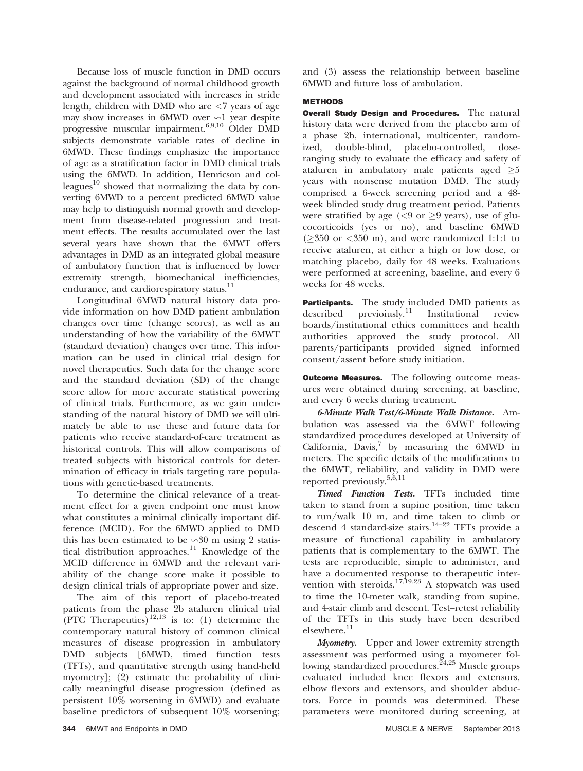Because loss of muscle function in DMD occurs against the background of normal childhood growth and development associated with increases in stride length, children with DMD who are <7 years of age may show increases in 6MWD over ∽1 year despite progressive muscular impairment.[6,9,10] Older DMD subjects demonstrate variable rates of decline in 6MWD. These findings emphasize the importance of age as a stratification factor in DMD clinical trials using the 6MWD. In addition, Henricson and colleagues[10] showed that normalizing the data by converting 6MWD to a percent predicted 6MWD value may help to distinguish normal growth and development from disease-related progression and treatment effects. The results accumulated over the last several years have shown that the 6MWT offers advantages in DMD as an integrated global measure of ambulatory function that is influenced by lower extremity strength, biomechanical inefficiencies, endurance, and cardiorespiratory status.[11]

Longitudinal 6MWD natural history data provide information on how DMD patient ambulation changes over time (change scores), as well as an understanding of how the variability of the 6MWT (standard deviation) changes over time. This information can be used in clinical trial design for novel therapeutics. Such data for the change score and the standard deviation (SD) of the change score allow for more accurate statistical powering of clinical trials. Furthermore, as we gain understanding of the natural history of DMD we will ultimately be able to use these and future data for patients who receive standard-of-care treatment as historical controls. This will allow comparisons of treated subjects with historical controls for determination of efficacy in trials targeting rare populations with genetic-based treatments.

To determine the clinical relevance of a treatment effect for a given endpoint one must know what constitutes a minimal clinically important difference (MCID). For the 6MWD applied to DMD this has been estimated to be ∽30 m using 2 statistical distribution approaches.[11] Knowledge of the MCID difference in 6MWD and the relevant variability of the change score make it possible to design clinical trials of appropriate power and size.

The aim of this report of placebo-treated patients from the phase 2b ataluren clinical trial (PTC Therapeutics)[12,13] is to: (1) determine the contemporary natural history of common clinical measures of disease progression in ambulatory DMD subjects [6MWD, timed function tests (TFTs), and quantitative strength using hand-held myometry]; (2) estimate the probability of clinically meaningful disease progression (defined as persistent 10% worsening in 6MWD) and evaluate baseline predictors of subsequent 10% worsening; and (3) assess the relationship between baseline 6MWD and future loss of ambulation.

## METHODS

**Overall Study Design and Procedures.** The natural history data were derived from the placebo arm of a phase 2b, international, multicenter, randomized, double-blind, placebo-controlled, dose-ranging study to evaluate the efficacy and safety of ataluren in ambulatory male patients aged ≥5 years with nonsense mutation DMD. The study comprised a 6-week screening period and a 48-week blinded study drug treatment period. Patients were stratified by age (<9 or ≥9 years), use of glucocorticoids (yes or no), and baseline 6MWD (≥350 or <350 m), and were randomized 1:1:1 to receive ataluren, at either a high or low dose, or matching placebo, daily for 48 weeks. Evaluations were performed at screening, baseline, and every 6 weeks for 48 weeks.

**Participants.** The study included DMD patients as described previoiusly.[11] Institutional review boards/institutional ethics committees and health authorities approved the study protocol. All parents/participants provided signed informed consent/assent before study initiation.

**Outcome Measures.** The following outcome measures were obtained during screening, at baseline, and every 6 weeks during treatment.

*6-Minute Walk Test/6-Minute Walk Distance.* Ambulation was assessed via the 6MWT following standardized procedures developed at University of California, Davis,[7] by measuring the 6MWD in meters. The specific details of the modifications to the 6MWT, reliability, and validity in DMD were reported previously.[5,6,11]

*Timed Function Tests.* TFTs included time taken to stand from a supine position, time taken to run/walk 10 m, and time taken to climb or descend 4 standard-size stairs.[14–22] TFTs provide a measure of functional capability in ambulatory patients that is complementary to the 6MWT. The tests are reproducible, simple to administer, and have a documented response to therapeutic intervention with steroids.[17,19,23] A stopwatch was used to time the 10-meter walk, standing from supine, and 4-stair climb and descent. Test–retest reliability of the TFTs in this study have been described elsewhere.[11]

*Myometry.* Upper and lower extremity strength assessment was performed using a myometer following standardized procedures.[24,25] Muscle groups evaluated included knee flexors and extensors, elbow flexors and extensors, and shoulder abductors. Force in pounds was determined. These parameters were monitored during screening, at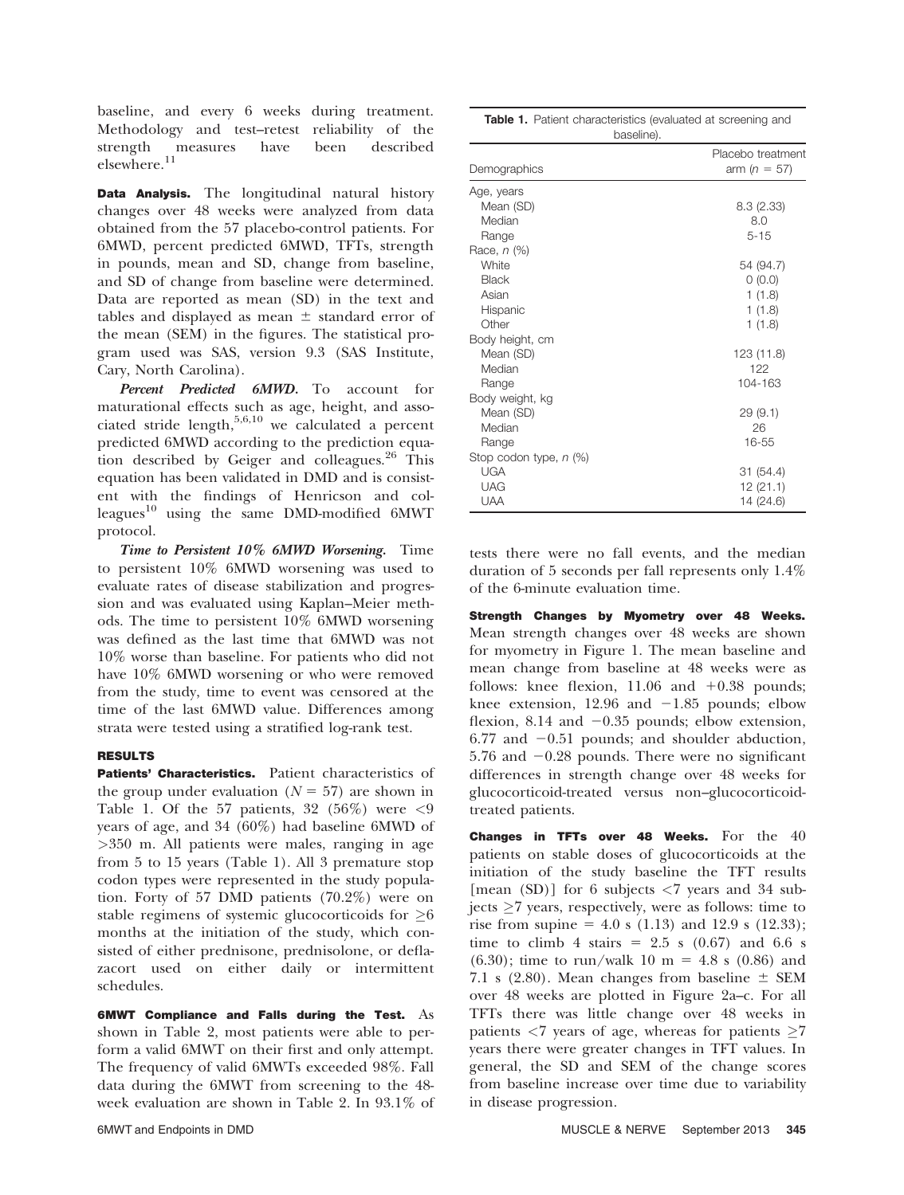baseline, and every 6 weeks during treatment. Methodology and test–retest reliability of the strength measures have been described elsewhere.[11]

**Data Analysis.** The longitudinal natural history changes over 48 weeks were analyzed from data obtained from the 57 placebo-control patients. For 6MWD, percent predicted 6MWD, TFTs, strength in pounds, mean and SD, change from baseline, and SD of change from baseline were determined. Data are reported as mean (SD) in the text and tables and displayed as mean ± standard error of the mean (SEM) in the figures. The statistical program used was SAS, version 9.3 (SAS Institute, Cary, North Carolina).

***Percent Predicted 6MWD.*** To account for maturational effects such as age, height, and associated stride length,[5,6,10] we calculated a percent predicted 6MWD according to the prediction equation described by Geiger and colleagues.[26] This equation has been validated in DMD and is consistent with the findings of Henricson and colleagues[10] using the same DMD-modified 6MWT protocol.

***Time to Persistent 10% 6MWD Worsening.*** Time to persistent 10% 6MWD worsening was used to evaluate rates of disease stabilization and progression and was evaluated using Kaplan–Meier methods. The time to persistent 10% 6MWD worsening was defined as the last time that 6MWD was not 10% worse than baseline. For patients who did not have 10% 6MWD worsening or who were removed from the study, time to event was censored at the time of the last 6MWD value. Differences among strata were tested using a stratified log-rank test.

## RESULTS

**Patients' Characteristics.** Patient characteristics of the group under evaluation ($N = 57$) are shown in Table 1. Of the 57 patients, 32 (56%) were <9 years of age, and 34 (60%) had baseline 6MWD of >350 m. All patients were males, ranging in age from 5 to 15 years (Table 1). All 3 premature stop codon types were represented in the study population. Forty of 57 DMD patients (70.2%) were on stable regimens of systemic glucocorticoids for ≥6 months at the initiation of the study, which consisted of either prednisone, prednisolone, or deflazacort used on either daily or intermittent schedules.

**Table 1.** Patient characteristics (evaluated at screening and baseline).

| Demographics | Placebo treatment arm ($n$ = 57) |
|---|---|
| Age, years | |
| Mean (SD) | 8.3 (2.33) |
| Median | 8.0 |
| Range | 5-15 |
| Race, $n$ (%) | |
| White | 54 (94.7) |
| Black | 0 (0.0) |
| Asian | 1 (1.8) |
| Hispanic | 1 (1.8) |
| Other | 1 (1.8) |
| Body height, cm | |
| Mean (SD) | 123 (11.8) |
| Median | 122 |
| Range | 104-163 |
| Body weight, kg | |
| Mean (SD) | 29 (9.1) |
| Median | 26 |
| Range | 16-55 |
| Stop codon type, $n$ (%) | |
| UGA | 31 (54.4) |
| UAG | 12 (21.1) |
| UAA | 14 (24.6) |

**6MWT Compliance and Falls during the Test.** As shown in Table 2, most patients were able to perform a valid 6MWT on their first and only attempt. The frequency of valid 6MWTs exceeded 98%. Fall data during the 6MWT from screening to the 48-week evaluation are shown in Table 2. In 93.1% of tests there were no fall events, and the median duration of 5 seconds per fall represents only 1.4% of the 6-minute evaluation time.

**Strength Changes by Myometry over 48 Weeks.** Mean strength changes over 48 weeks are shown for myometry in Figure 1. The mean baseline and mean change from baseline at 48 weeks were as follows: knee flexion, 11.06 and +0.38 pounds; knee extension, 12.96 and −1.85 pounds; elbow flexion, 8.14 and −0.35 pounds; elbow extension, 6.77 and −0.51 pounds; and shoulder abduction, 5.76 and −0.28 pounds. There were no significant differences in strength change over 48 weeks for glucocorticoid-treated versus non–glucocorticoid-treated patients.

**Changes in TFTs over 48 Weeks.** For the 40 patients on stable doses of glucocorticoids at the initiation of the study baseline the TFT results [mean (SD)] for 6 subjects <7 years and 34 subjects ≥7 years, respectively, were as follows: time to rise from supine = 4.0 s (1.13) and 12.9 s (12.33); time to climb 4 stairs = 2.5 s (0.67) and 6.6 s (6.30); time to run/walk 10 m = 4.8 s (0.86) and 7.1 s (2.80). Mean changes from baseline ± SEM over 48 weeks are plotted in Figure 2a–c. For all TFTs there was little change over 48 weeks in patients <7 years of age, whereas for patients ≥7 years there were greater changes in TFT values. In general, the SD and SEM of the change scores from baseline increase over time due to variability in disease progression.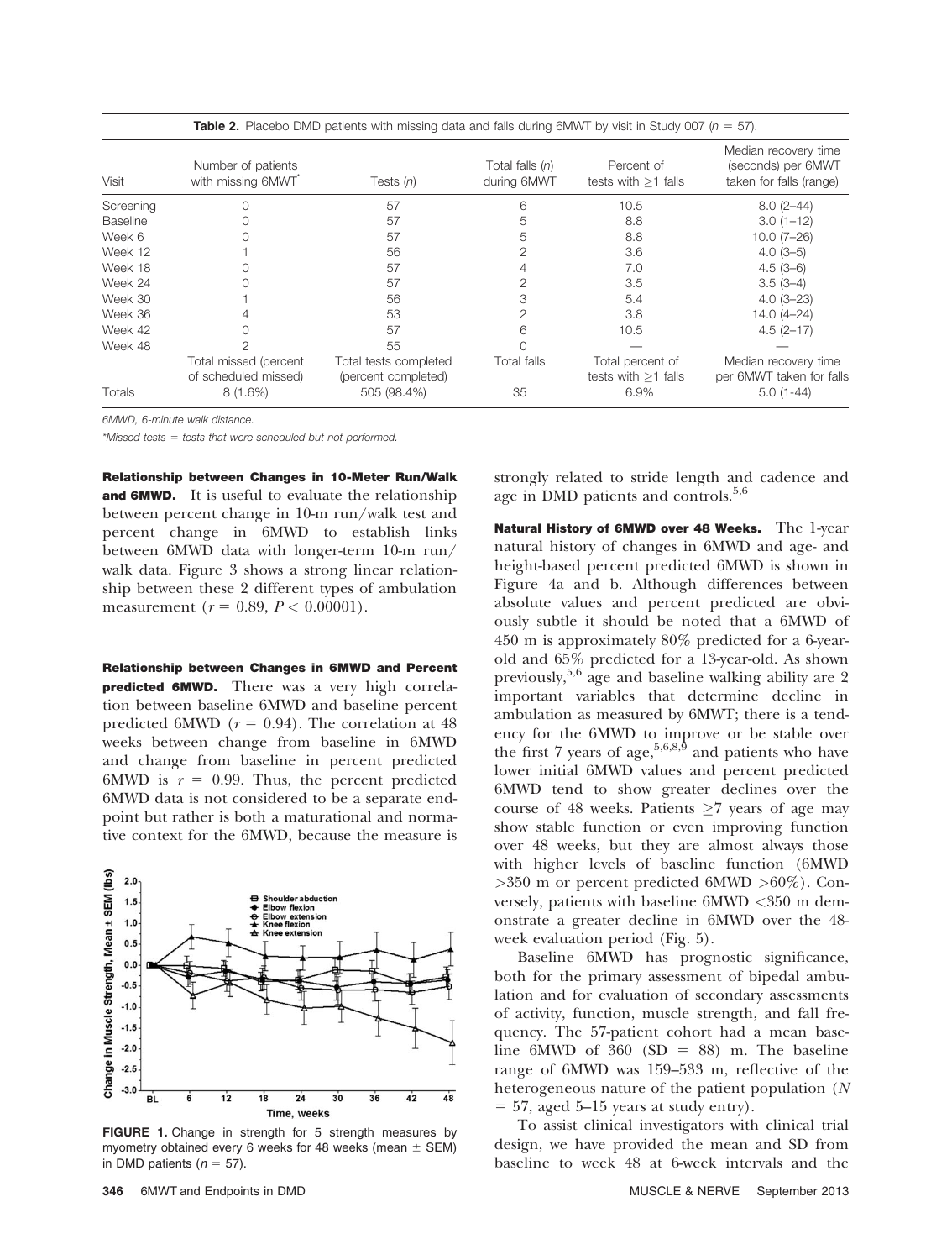**Table 2.** Placebo DMD patients with missing data and falls during 6MWT by visit in Study 007 ($n = 57$).

| Visit | Number of patients with missing 6MWT* | Tests (n) | Total falls (n) during 6MWT | Percent of tests with ≥1 falls | Median recovery time (seconds) per 6MWT taken for falls (range) |
|---|---|---|---|---|---|
| Screening | 0 | 57 | 6 | 10.5 | 8.0 (2–44) |
| Baseline | 0 | 57 | 5 | 8.8 | 3.0 (1–12) |
| Week 6 | 0 | 57 | 5 | 8.8 | 10.0 (7–26) |
| Week 12 | 1 | 56 | 2 | 3.6 | 4.0 (3–5) |
| Week 18 | 0 | 57 | 4 | 7.0 | 4.5 (3–6) |
| Week 24 | 0 | 57 | 2 | 3.5 | 3.5 (3–4) |
| Week 30 | 1 | 56 | 3 | 5.4 | 4.0 (3–23) |
| Week 36 | 4 | 53 | 2 | 3.8 | 14.0 (4–24) |
| Week 42 | 0 | 57 | 6 | 10.5 | 4.5 (2–17) |
| Week 48 | 2 | 55 | 0 | — | — |
| | Total missed (percent of scheduled missed) | Total tests completed (percent completed) | Total falls | Total percent of tests with ≥1 falls | Median recovery time per 6MWT taken for falls |
| Totals | 8 (1.6%) | 505 (98.4%) | 35 | 6.9% | 5.0 (1-44) |

*6MWD, 6-minute walk distance.*

*\*Missed tests = tests that were scheduled but not performed.*

**Relationship between Changes in 10-Meter Run/Walk and 6MWD.** It is useful to evaluate the relationship between percent change in 10-m run/walk test and percent change in 6MWD to establish links between 6MWD data with longer-term 10-m run/walk data. Figure 3 shows a strong linear relationship between these 2 different types of ambulation measurement ($r = 0.89$, $P < 0.00001$).

**Relationship between Changes in 6MWD and Percent predicted 6MWD.** There was a very high correlation between baseline 6MWD and baseline percent predicted 6MWD ($r = 0.94$). The correlation at 48 weeks between change from baseline in 6MWD and change from baseline in percent predicted 6MWD is $r = 0.99$. Thus, the percent predicted 6MWD data is not considered to be a separate endpoint but rather is both a maturational and normative context for the 6MWD, because the measure is strongly related to stride length and cadence and age in DMD patients and controls.[5,6]

**FIGURE 1.** Change in strength for 5 strength measures by myometry obtained every 6 weeks for 48 weeks (mean ± SEM) in DMD patients ($n = 57$).

**Natural History of 6MWD over 48 Weeks.** The 1-year natural history of changes in 6MWD and age- and height-based percent predicted 6MWD is shown in Figure 4a and b. Although differences between absolute values and percent predicted are obviously subtle it should be noted that a 6MWD of 450 m is approximately 80% predicted for a 6-year-old and 65% predicted for a 13-year-old. As shown previously,[5,6] age and baseline walking ability are 2 important variables that determine decline in ambulation as measured by 6MWT; there is a tendency for the 6MWD to improve or be stable over the first 7 years of age,[5,6,8,9] and patients who have lower initial 6MWD values and percent predicted 6MWD tend to show greater declines over the course of 48 weeks. Patients ≥7 years of age may show stable function or even improving function over 48 weeks, but they are almost always those with higher levels of baseline function (6MWD >350 m or percent predicted 6MWD >60%). Conversely, patients with baseline 6MWD <350 m demonstrate a greater decline in 6MWD over the 48-week evaluation period (Fig. 5).

Baseline 6MWD has prognostic significance, both for the primary assessment of bipedal ambulation and for evaluation of secondary assessments of activity, function, muscle strength, and fall frequency. The 57-patient cohort had a mean baseline 6MWD of 360 (SD = 88) m. The baseline range of 6MWD was 159–533 m, reflective of the heterogeneous nature of the patient population ($N = 57$, aged 5–15 years at study entry).

To assist clinical investigators with clinical trial design, we have provided the mean and SD from baseline to week 48 at 6-week intervals and the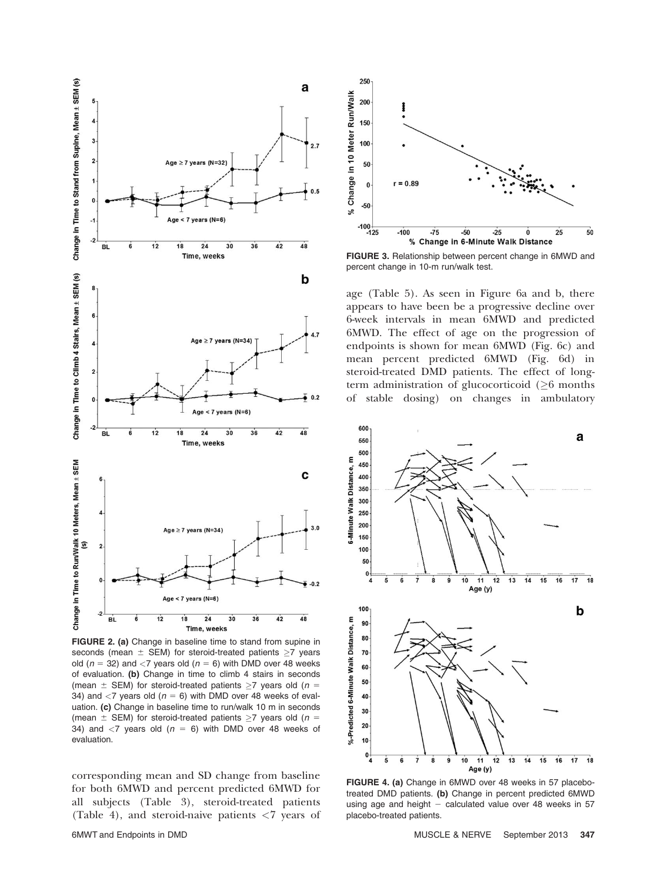FIGURE 2. (a) Change in baseline time to stand from supine in seconds (mean ± SEM) for steroid-treated patients ≥7 years old ($n$ = 32) and <7 years old ($n$ = 6) with DMD over 48 weeks of evaluation. (b) Change in time to climb 4 stairs in seconds (mean ± SEM) for steroid-treated patients ≥7 years old ($n$ = 34) and <7 years old ($n$ = 6) with DMD over 48 weeks of evaluation. (c) Change in baseline time to run/walk 10 m in seconds (mean ± SEM) for steroid-treated patients ≥7 years old ($n$ = 34) and <7 years old ($n$ = 6) with DMD over 48 weeks of evaluation.

corresponding mean and SD change from baseline for both 6MWD and percent predicted 6MWD for all subjects (Table 3), steroid-treated patients (Table 4), and steroid-naive patients <7 years of age (Table 5). As seen in Figure 6a and b, there appears to have been be a progressive decline over 6-week intervals in mean 6MWD and predicted 6MWD. The effect of age on the progression of endpoints is shown for mean 6MWD (Fig. 6c) and mean percent predicted 6MWD (Fig. 6d) in steroid-treated DMD patients. The effect of long-term administration of glucocorticoid (≥6 months of stable dosing) on changes in ambulatory

FIGURE 3. Relationship between percent change in 6MWD and percent change in 10-m run/walk test.

FIGURE 4. (a) Change in 6MWD over 48 weeks in 57 placebo-treated DMD patients. (b) Change in percent predicted 6MWD using age and height − calculated value over 48 weeks in 57 placebo-treated patients.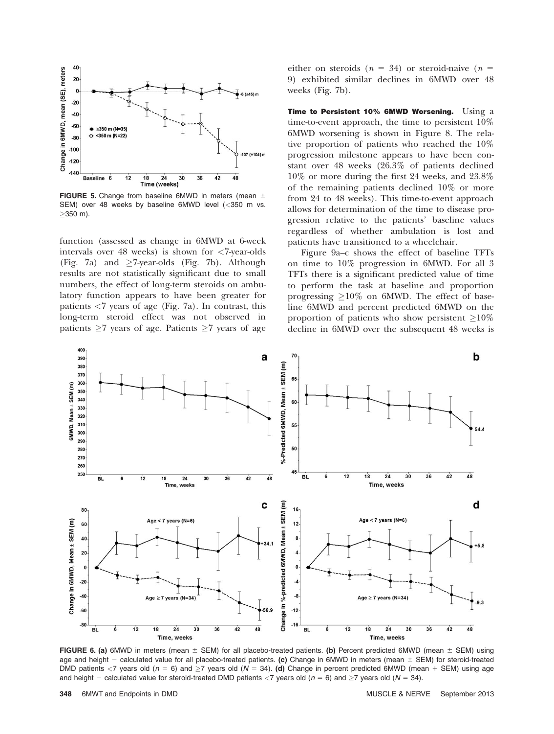FIGURE 5. Change from baseline 6MWD in meters (mean ± SEM) over 48 weeks by baseline 6MWD level (<350 m vs. ≥350 m).

function (assessed as change in 6MWD at 6-week intervals over 48 weeks) is shown for <7-year-olds (Fig. 7a) and ≥7-year-olds (Fig. 7b). Although results are not statistically significant due to small numbers, the effect of long-term steroids on ambulatory function appears to have been greater for patients <7 years of age (Fig. 7a). In contrast, this long-term steroid effect was not observed in patients ≥7 years of age. Patients ≥7 years of age either on steroids ($n$ = 34) or steroid-naive ($n$ = 9) exhibited similar declines in 6MWD over 48 weeks (Fig. 7b).

**Time to Persistent 10% 6MWD Worsening.** Using a time-to-event approach, the time to persistent 10% 6MWD worsening is shown in Figure 8. The relative proportion of patients who reached the 10% progression milestone appears to have been constant over 48 weeks (26.3% of patients declined 10% or more during the first 24 weeks, and 23.8% of the remaining patients declined 10% or more from 24 to 48 weeks). This time-to-event approach allows for determination of the time to disease progression relative to the patients' baseline values regardless of whether ambulation is lost and patients have transitioned to a wheelchair.

Figure 9a–c shows the effect of baseline TFTs on time to 10% progression in 6MWD. For all 3 TFTs there is a significant predicted value of time to perform the task at baseline and proportion progressing ≥10% on 6MWD. The effect of baseline 6MWD and percent predicted 6MWD on the proportion of patients who show persistent ≥10% decline in 6MWD over the subsequent 48 weeks is

**FIGURE 6. (a)** 6MWD in meters (mean ± SEM) for all placebo-treated patients. **(b)** Percent predicted 6MWD (mean ± SEM) using age and height − calculated value for all placebo-treated patients. **(c)** Change in 6MWD in meters (mean ± SEM) for steroid-treated DMD patients <7 years old ($n$ = 6) and ≥7 years old ($N$ = 34). **(d)** Change in percent predicted 6MWD (mean + SEM) using age and height − calculated value for steroid-treated DMD patients <7 years old ($n$ = 6) and ≥7 years old ($N$ = 34).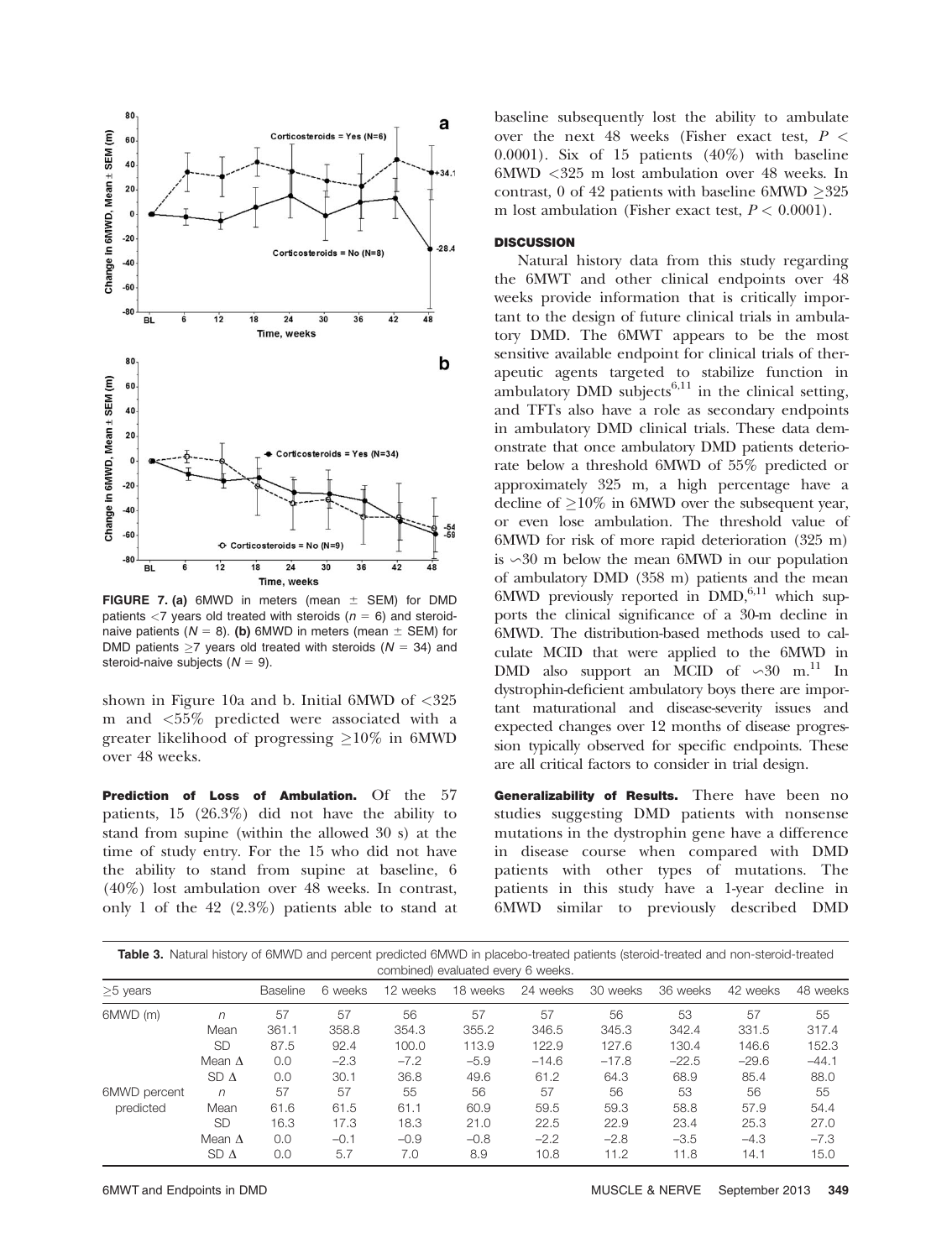FIGURE 7. (a) 6MWD in meters (mean ± SEM) for DMD patients <7 years old treated with steroids ($n$ = 6) and steroid-naive patients ($N$ = 8). (b) 6MWD in meters (mean ± SEM) for DMD patients ≥7 years old treated with steroids ($N$ = 34) and steroid-naive subjects ($N$ = 9).

shown in Figure 10a and b. Initial 6MWD of <325 m and <55% predicted were associated with a greater likelihood of progressing ≥10% in 6MWD over 48 weeks.

**Prediction of Loss of Ambulation.** Of the 57 patients, 15 (26.3%) did not have the ability to stand from supine (within the allowed 30 s) at the time of study entry. For the 15 who did not have the ability to stand from supine at baseline, 6 (40%) lost ambulation over 48 weeks. In contrast, only 1 of the 42 (2.3%) patients able to stand at baseline subsequently lost the ability to ambulate over the next 48 weeks (Fisher exact test, $P < 0.0001$). Six of 15 patients (40%) with baseline 6MWD <325 m lost ambulation over 48 weeks. In contrast, 0 of 42 patients with baseline 6MWD ≥325 m lost ambulation (Fisher exact test, $P < 0.0001$).

## DISCUSSION

Natural history data from this study regarding the 6MWT and other clinical endpoints over 48 weeks provide information that is critically important to the design of future clinical trials in ambulatory DMD. The 6MWT appears to be the most sensitive available endpoint for clinical trials of therapeutic agents targeted to stabilize function in ambulatory DMD subjects[6,11] in the clinical setting, and TFTs also have a role as secondary endpoints in ambulatory DMD clinical trials. These data demonstrate that once ambulatory DMD patients deteriorate below a threshold 6MWD of 55% predicted or approximately 325 m, a high percentage have a decline of ≥10% in 6MWD over the subsequent year, or even lose ambulation. The threshold value of 6MWD for risk of more rapid deterioration (325 m) is ∽30 m below the mean 6MWD in our population of ambulatory DMD (358 m) patients and the mean 6MWD previously reported in DMD,[6,11] which supports the clinical significance of a 30-m decline in 6MWD. The distribution-based methods used to calculate MCID that were applied to the 6MWD in DMD also support an MCID of ∽30 m.[11] In dystrophin-deficient ambulatory boys there are important maturational and disease-severity issues and expected changes over 12 months of disease progression typically observed for specific endpoints. These are all critical factors to consider in trial design.

**Generalizability of Results.** There have been no studies suggesting DMD patients with nonsense mutations in the dystrophin gene have a difference in disease course when compared with DMD patients with other types of mutations. The patients in this study have a 1-year decline in 6MWD similar to previously described DMD

**Table 3.** Natural history of 6MWD and percent predicted 6MWD in placebo-treated patients (steroid-treated and non-steroid-treated combined) evaluated every 6 weeks.

| ≥5 years | | Baseline | 6 weeks | 12 weeks | 18 weeks | 24 weeks | 30 weeks | 36 weeks | 42 weeks | 48 weeks |
|---|---|---|---|---|---|---|---|---|---|---|
| 6MWD (m) | $n$ | 57 | 57 | 56 | 57 | 57 | 56 | 53 | 57 | 55 |
| | Mean | 361.1 | 358.8 | 354.3 | 355.2 | 346.5 | 345.3 | 342.4 | 331.5 | 317.4 |
| | SD | 87.5 | 92.4 | 100.0 | 113.9 | 122.9 | 127.6 | 130.4 | 146.6 | 152.3 |
| | Mean Δ | 0.0 | −2.3 | −7.2 | −5.9 | −14.6 | −17.8 | −22.5 | −29.6 | −44.1 |
| | SD Δ | 0.0 | 30.1 | 36.8 | 49.6 | 61.2 | 64.3 | 68.9 | 85.4 | 88.0 |
| 6MWD percent predicted | $n$ | 57 | 57 | 55 | 56 | 57 | 56 | 53 | 56 | 55 |
| | Mean | 61.6 | 61.5 | 61.1 | 60.9 | 59.5 | 59.3 | 58.8 | 57.9 | 54.4 |
| | SD | 16.3 | 17.3 | 18.3 | 21.0 | 22.5 | 22.9 | 23.4 | 25.3 | 27.0 |
| | Mean Δ | 0.0 | −0.1 | −0.9 | −0.8 | −2.2 | −2.8 | −3.5 | −4.3 | −7.3 |
| | SD Δ | 0.0 | 5.7 | 7.0 | 8.9 | 10.8 | 11.2 | 11.8 | 14.1 | 15.0 |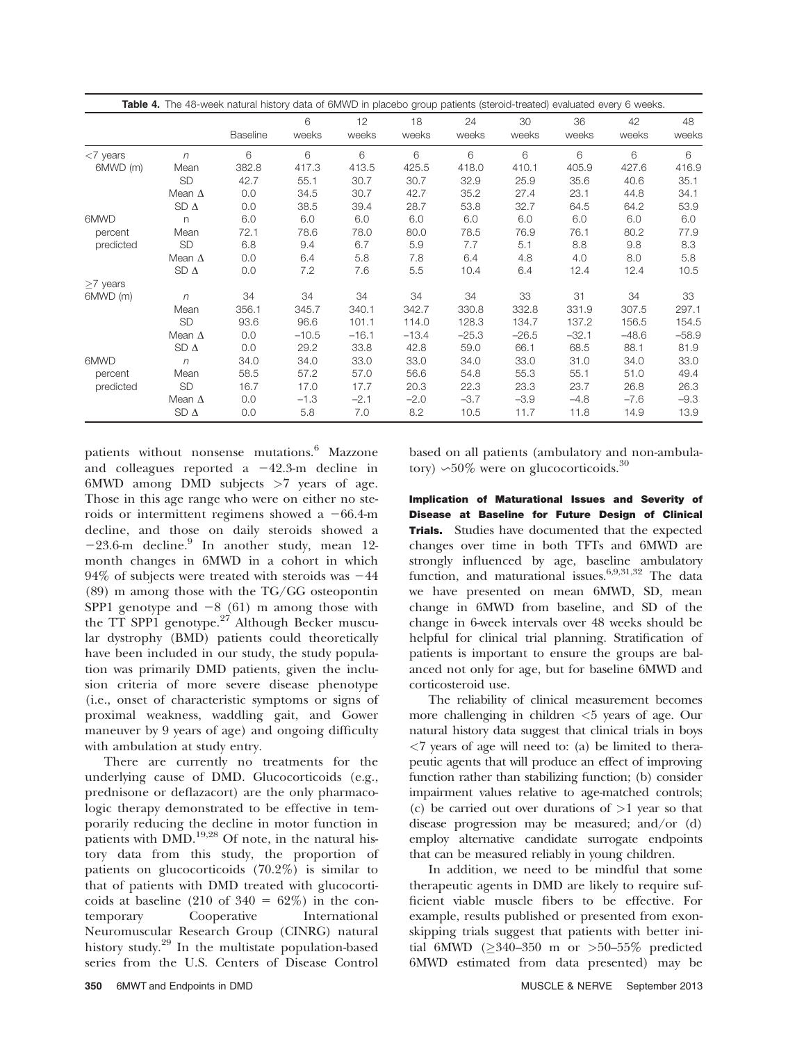**Table 4.** The 48-week natural history data of 6MWD in placebo group patients (steroid-treated) evaluated every 6 weeks.

| | | Baseline | 6 weeks | 12 weeks | 18 weeks | 24 weeks | 30 weeks | 36 weeks | 42 weeks | 48 weeks |
|---|---|---|---|---|---|---|---|---|---|---|
| <7 years | *n* | 6 | 6 | 6 | 6 | 6 | 6 | 6 | 6 | 6 |
| 6MWD (m) | Mean | 382.8 | 417.3 | 413.5 | 425.5 | 418.0 | 410.1 | 405.9 | 427.6 | 416.9 |
| | SD | 42.7 | 55.1 | 30.7 | 30.7 | 32.9 | 25.9 | 35.6 | 40.6 | 35.1 |
| | Mean Δ | 0.0 | 34.5 | 30.7 | 42.7 | 35.2 | 27.4 | 23.1 | 44.8 | 34.1 |
| | SD Δ | 0.0 | 38.5 | 39.4 | 28.7 | 53.8 | 32.7 | 64.5 | 64.2 | 53.9 |
| 6MWD | n | 6.0 | 6.0 | 6.0 | 6.0 | 6.0 | 6.0 | 6.0 | 6.0 | 6.0 |
| percent | Mean | 72.1 | 78.6 | 78.0 | 80.0 | 78.5 | 76.9 | 76.1 | 80.2 | 77.9 |
| predicted | SD | 6.8 | 9.4 | 6.7 | 5.9 | 7.7 | 5.1 | 8.8 | 9.8 | 8.3 |
| | Mean Δ | 0.0 | 6.4 | 5.8 | 7.8 | 6.4 | 4.8 | 4.0 | 8.0 | 5.8 |
| | SD Δ | 0.0 | 7.2 | 7.6 | 5.5 | 10.4 | 6.4 | 12.4 | 12.4 | 10.5 |
| ≥7 years | | | | | | | | | | |
| 6MWD (m) | *n* | 34 | 34 | 34 | 34 | 34 | 33 | 31 | 34 | 33 |
| | Mean | 356.1 | 345.7 | 340.1 | 342.7 | 330.8 | 332.8 | 331.9 | 307.5 | 297.1 |
| | SD | 93.6 | 96.6 | 101.1 | 114.0 | 128.3 | 134.7 | 137.2 | 156.5 | 154.5 |
| | Mean Δ | 0.0 | −10.5 | −16.1 | −13.4 | −25.3 | −26.5 | −32.1 | −48.6 | −58.9 |
| | SD Δ | 0.0 | 29.2 | 33.8 | 42.8 | 59.0 | 66.1 | 68.5 | 88.1 | 81.9 |
| 6MWD | *n* | 34.0 | 34.0 | 33.0 | 33.0 | 34.0 | 33.0 | 31.0 | 34.0 | 33.0 |
| percent | Mean | 58.5 | 57.2 | 57.0 | 56.6 | 54.8 | 55.3 | 55.1 | 51.0 | 49.4 |
| predicted | SD | 16.7 | 17.0 | 17.7 | 20.3 | 22.3 | 23.3 | 23.7 | 26.8 | 26.3 |
| | Mean Δ | 0.0 | −1.3 | −2.1 | −2.0 | −3.7 | −3.9 | −4.8 | −7.6 | −9.3 |
| | SD Δ | 0.0 | 5.8 | 7.0 | 8.2 | 10.5 | 11.7 | 11.8 | 14.9 | 13.9 |

patients without nonsense mutations.[6] Mazzone and colleagues reported a −42.3-m decline in 6MWD among DMD subjects >7 years of age. Those in this age range who were on either no steroids or intermittent regimens showed a −66.4-m decline, and those on daily steroids showed a −23.6-m decline.[9] In another study, mean 12-month changes in 6MWD in a cohort in which 94% of subjects were treated with steroids was −44 (89) m among those with the TG/GG osteopontin SPP1 genotype and −8 (61) m among those with the TT SPP1 genotype.[27] Although Becker muscular dystrophy (BMD) patients could theoretically have been included in our study, the study population was primarily DMD patients, given the inclusion criteria of more severe disease phenotype (i.e., onset of characteristic symptoms or signs of proximal weakness, waddling gait, and Gower maneuver by 9 years of age) and ongoing difficulty with ambulation at study entry.

There are currently no treatments for the underlying cause of DMD. Glucocorticoids (e.g., prednisone or deflazacort) are the only pharmacologic therapy demonstrated to be effective in temporarily reducing the decline in motor function in patients with DMD.[19,28] Of note, in the natural history data from this study, the proportion of patients on glucocorticoids (70.2%) is similar to that of patients with DMD treated with glucocorticoids at baseline (210 of 340 = 62%) in the contemporary Cooperative International Neuromuscular Research Group (CINRG) natural history study.[29] In the multistate population-based series from the U.S. Centers of Disease Control based on all patients (ambulatory and non-ambulatory) ∽50% were on glucocorticoids.[30]

**Implication of Maturational Issues and Severity of Disease at Baseline for Future Design of Clinical Trials.** Studies have documented that the expected changes over time in both TFTs and 6MWD are strongly influenced by age, baseline ambulatory function, and maturational issues.[6,9,31,32] The data we have presented on mean 6MWD, SD, mean change in 6MWD from baseline, and SD of the change in 6-week intervals over 48 weeks should be helpful for clinical trial planning. Stratification of patients is important to ensure the groups are balanced not only for age, but for baseline 6MWD and corticosteroid use.

The reliability of clinical measurement becomes more challenging in children <5 years of age. Our natural history data suggest that clinical trials in boys <7 years of age will need to: (a) be limited to therapeutic agents that will produce an effect of improving function rather than stabilizing function; (b) consider impairment values relative to age-matched controls; (c) be carried out over durations of >1 year so that disease progression may be measured; and/or (d) employ alternative candidate surrogate endpoints that can be measured reliably in young children.

In addition, we need to be mindful that some therapeutic agents in DMD are likely to require sufficient viable muscle fibers to be effective. For example, results published or presented from exon-skipping trials suggest that patients with better initial 6MWD (≥340–350 m or >50–55% predicted 6MWD estimated from data presented) may be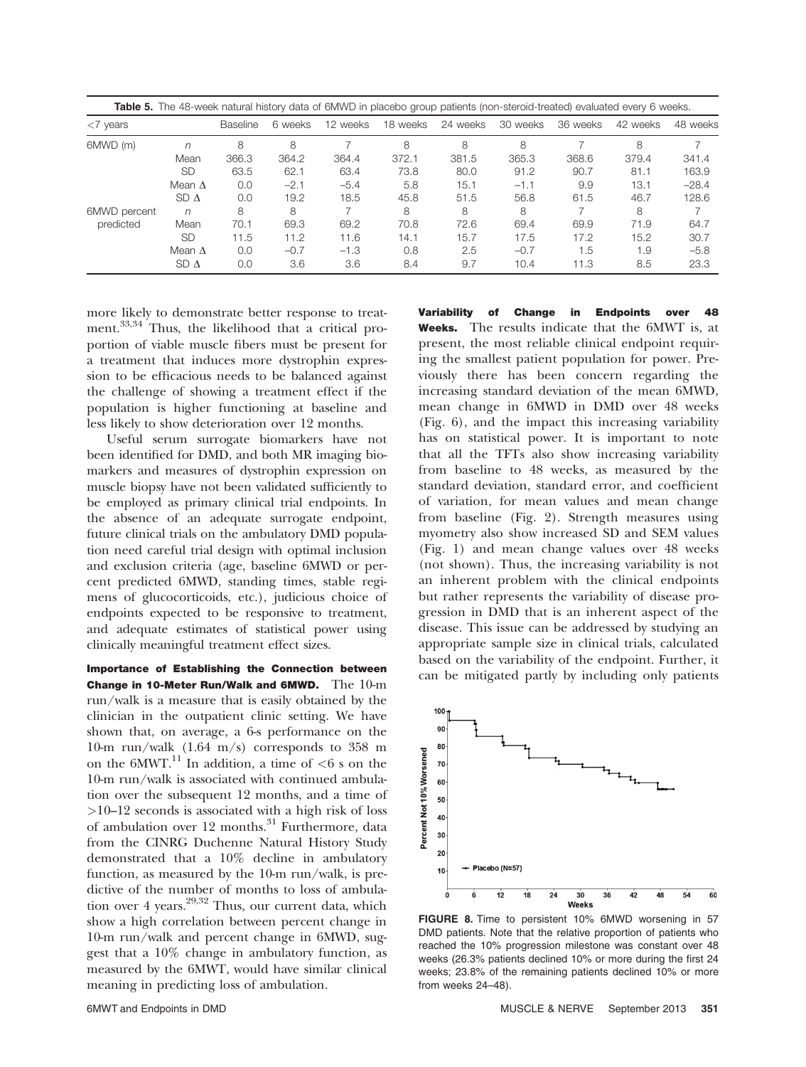**Table 5.** The 48-week natural history data of 6MWD in placebo group patients (non-steroid-treated) evaluated every 6 weeks.

| <7 years | | Baseline | 6 weeks | 12 weeks | 18 weeks | 24 weeks | 30 weeks | 36 weeks | 42 weeks | 48 weeks |
|---|---|---|---|---|---|---|---|---|---|---|
| 6MWD (m) | *n* | 8 | 8 | 7 | 8 | 8 | 8 | 7 | 8 | 7 |
| | Mean | 366.3 | 364.2 | 364.4 | 372.1 | 381.5 | 365.3 | 368.6 | 379.4 | 341.4 |
| | SD | 63.5 | 62.1 | 63.4 | 73.8 | 80.0 | 91.2 | 90.7 | 81.1 | 163.9 |
| | Mean Δ | 0.0 | −2.1 | −5.4 | 5.8 | 15.1 | −1.1 | 9.9 | 13.1 | −28.4 |
| | SD Δ | 0.0 | 19.2 | 18.5 | 45.8 | 51.5 | 56.8 | 61.5 | 46.7 | 128.6 |
| 6MWD percent predicted | *n* | 8 | 8 | 7 | 8 | 8 | 8 | 7 | 8 | 7 |
| | Mean | 70.1 | 69.3 | 69.2 | 70.8 | 72.6 | 69.4 | 69.9 | 71.9 | 64.7 |
| | SD | 11.5 | 11.2 | 11.6 | 14.1 | 15.7 | 17.5 | 17.2 | 15.2 | 30.7 |
| | Mean Δ | 0.0 | −0.7 | −1.3 | 0.8 | 2.5 | −0.7 | 1.5 | 1.9 | −5.8 |
| | SD Δ | 0.0 | 3.6 | 3.6 | 8.4 | 9.7 | 10.4 | 11.3 | 8.5 | 23.3 |

more likely to demonstrate better response to treatment.[33,34] Thus, the likelihood that a critical proportion of viable muscle fibers must be present for a treatment that induces more dystrophin expression to be efficacious needs to be balanced against the challenge of showing a treatment effect if the population is higher functioning at baseline and less likely to show deterioration over 12 months.

Useful serum surrogate biomarkers have not been identified for DMD, and both MR imaging biomarkers and measures of dystrophin expression on muscle biopsy have not been validated sufficiently to be employed as primary clinical trial endpoints. In the absence of an adequate surrogate endpoint, future clinical trials on the ambulatory DMD population need careful trial design with optimal inclusion and exclusion criteria (age, baseline 6MWD or percent predicted 6MWD, standing times, stable regimens of glucocorticoids, etc.), judicious choice of endpoints expected to be responsive to treatment, and adequate estimates of statistical power using clinically meaningful treatment effect sizes.

**Importance of Establishing the Connection between Change in 10-Meter Run/Walk and 6MWD.** The 10-m run/walk is a measure that is easily obtained by the clinician in the outpatient clinic setting. We have shown that, on average, a 6-s performance on the 10-m run/walk (1.64 m/s) corresponds to 358 m on the 6MWT.[11] In addition, a time of <6 s on the 10-m run/walk is associated with continued ambulation over the subsequent 12 months, and a time of >10–12 seconds is associated with a high risk of loss of ambulation over 12 months.[31] Furthermore, data from the CINRG Duchenne Natural History Study demonstrated that a 10% decline in ambulatory function, as measured by the 10-m run/walk, is predictive of the number of months to loss of ambulation over 4 years.[29,32] Thus, our current data, which show a high correlation between percent change in 10-m run/walk and percent change in 6MWD, suggest that a 10% change in ambulatory function, as measured by the 6MWT, would have similar clinical meaning in predicting loss of ambulation.

**Variability of Change in Endpoints over 48 Weeks.** The results indicate that the 6MWT is, at present, the most reliable clinical endpoint requiring the smallest patient population for power. Previously there has been concern regarding the increasing standard deviation of the mean 6MWD, mean change in 6MWD in DMD over 48 weeks (Fig. 6), and the impact this increasing variability has on statistical power. It is important to note that all the TFTs also show increasing variability from baseline to 48 weeks, as measured by the standard deviation, standard error, and coefficient of variation, for mean values and mean change from baseline (Fig. 2). Strength measures using myometry also show increased SD and SEM values (Fig. 1) and mean change values over 48 weeks (not shown). Thus, the increasing variability is not an inherent problem with the clinical endpoints but rather represents the variability of disease progression in DMD that is an inherent aspect of the disease. This issue can be addressed by studying an appropriate sample size in clinical trials, calculated based on the variability of the endpoint. Further, it can be mitigated partly by including only patients

**FIGURE 8.** Time to persistent 10% 6MWD worsening in 57 DMD patients. Note that the relative proportion of patients who reached the 10% progression milestone was constant over 48 weeks (26.3% patients declined 10% or more during the first 24 weeks; 23.8% of the remaining patients declined 10% or more from weeks 24–48).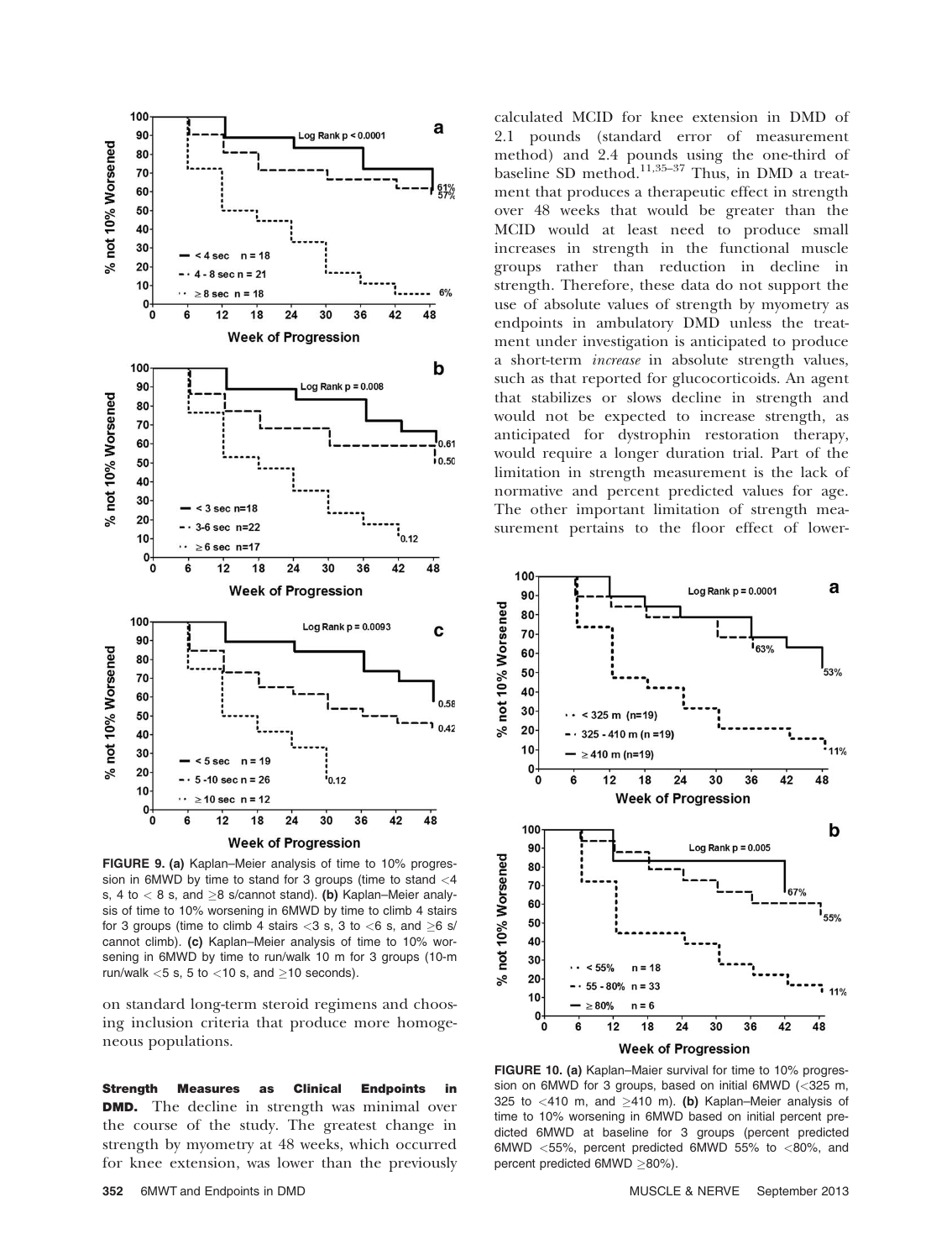FIGURE 9. (a) Kaplan–Meier analysis of time to 10% progression in 6MWD by time to stand for 3 groups (time to stand <4 s, 4 to < 8 s, and ≥8 s/cannot stand). (b) Kaplan–Meier analysis of time to 10% worsening in 6MWD by time to climb 4 stairs for 3 groups (time to climb 4 stairs <3 s, 3 to <6 s, and ≥6 s/cannot climb). (c) Kaplan–Meier analysis of time to 10% worsening in 6MWD by time to run/walk 10 m for 3 groups (10-m run/walk <5 s, 5 to <10 s, and ≥10 seconds).

on standard long-term steroid regimens and choosing inclusion criteria that produce more homogeneous populations.

**Strength Measures as Clinical Endpoints in DMD.** The decline in strength was minimal over the course of the study. The greatest change in strength by myometry at 48 weeks, which occurred for knee extension, was lower than the previously calculated MCID for knee extension in DMD of 2.1 pounds (standard error of measurement method) and 2.4 pounds using the one-third of baseline SD method.[11,35–37] Thus, in DMD a treatment that produces a therapeutic effect in strength over 48 weeks that would be greater than the MCID would at least need to produce small increases in strength in the functional muscle groups rather than reduction in decline in strength. Therefore, these data do not support the use of absolute values of strength by myometry as endpoints in ambulatory DMD unless the treatment under investigation is anticipated to produce a short-term *increase* in absolute strength values, such as that reported for glucocorticoids. An agent that stabilizes or slows decline in strength and would not be expected to increase strength, as anticipated for dystrophin restoration therapy, would require a longer duration trial. Part of the limitation in strength measurement is the lack of normative and percent predicted values for age. The other important limitation of strength measurement pertains to the floor effect of lower-

FIGURE 10. (a) Kaplan–Maier survival for time to 10% progression on 6MWD for 3 groups, based on initial 6MWD (<325 m, 325 to <410 m, and ≥410 m). (b) Kaplan–Maier analysis of time to 10% worsening in 6MWD based on initial percent predicted 6MWD at baseline for 3 groups (percent predicted 6MWD <55%, percent predicted 6MWD 55% to <80%, and percent predicted 6MWD ≥80%).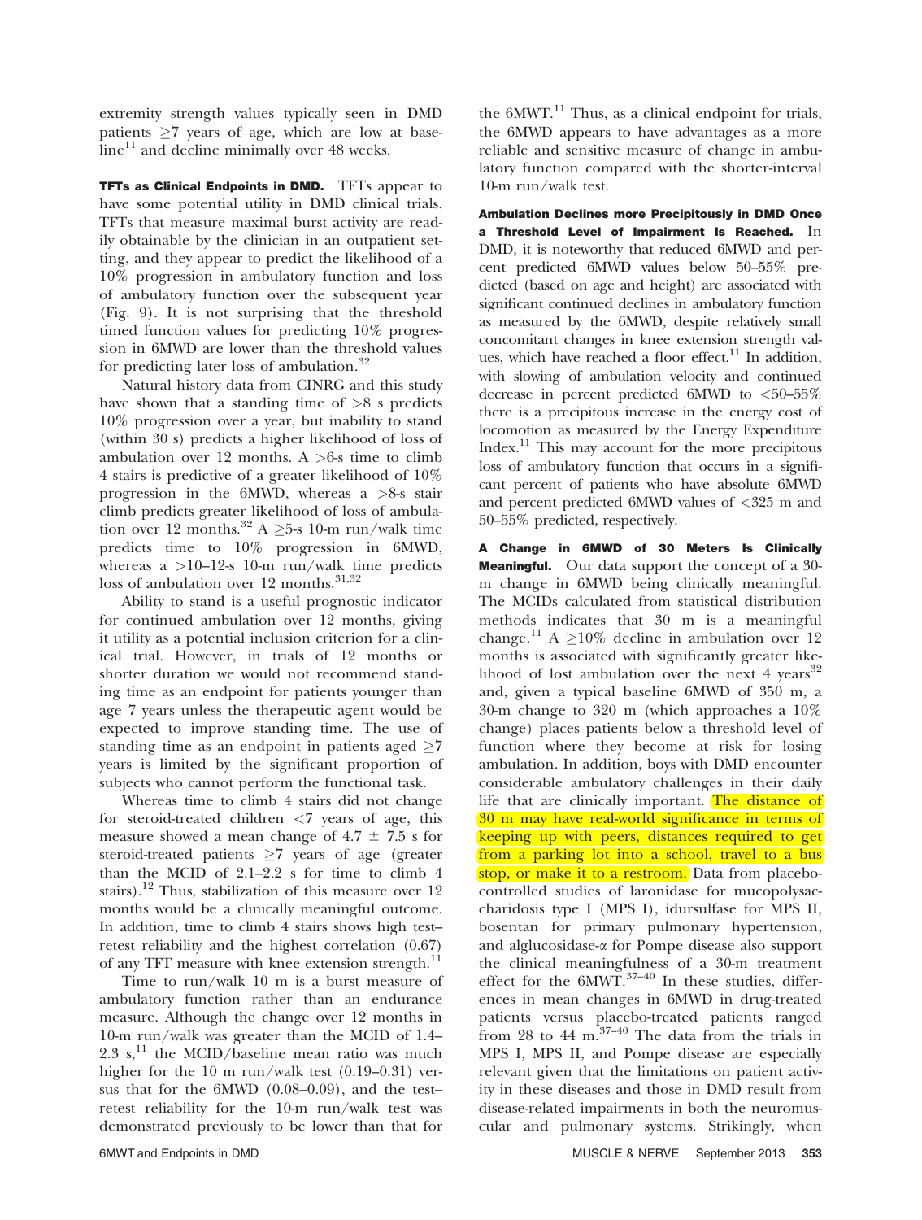extremity strength values typically seen in DMD patients ≥7 years of age, which are low at baseline[11] and decline minimally over 48 weeks.

**TFTs as Clinical Endpoints in DMD.** TFTs appear to have some potential utility in DMD clinical trials. TFTs that measure maximal burst activity are readily obtainable by the clinician in an outpatient setting, and they appear to predict the likelihood of a 10% progression in ambulatory function and loss of ambulatory function over the subsequent year (Fig. 9). It is not surprising that the threshold timed function values for predicting 10% progression in 6MWD are lower than the threshold values for predicting later loss of ambulation.[32]

Natural history data from CINRG and this study have shown that a standing time of >8 s predicts 10% progression over a year, but inability to stand (within 30 s) predicts a higher likelihood of loss of ambulation over 12 months. A >6-s time to climb 4 stairs is predictive of a greater likelihood of 10% progression in the 6MWD, whereas a >8-s stair climb predicts greater likelihood of loss of ambulation over 12 months.[32] A ≥5-s 10-m run/walk time predicts time to 10% progression in 6MWD, whereas a >10–12-s 10-m run/walk time predicts loss of ambulation over 12 months.[31,32]

Ability to stand is a useful prognostic indicator for continued ambulation over 12 months, giving it utility as a potential inclusion criterion for a clinical trial. However, in trials of 12 months or shorter duration we would not recommend standing time as an endpoint for patients younger than age 7 years unless the therapeutic agent would be expected to improve standing time. The use of standing time as an endpoint in patients aged ≥7 years is limited by the significant proportion of subjects who cannot perform the functional task.

Whereas time to climb 4 stairs did not change for steroid-treated children <7 years of age, this measure showed a mean change of 4.7 ± 7.5 s for steroid-treated patients ≥7 years of age (greater than the MCID of 2.1–2.2 s for time to climb 4 stairs).[12] Thus, stabilization of this measure over 12 months would be a clinically meaningful outcome. In addition, time to climb 4 stairs shows high test–retest reliability and the highest correlation (0.67) of any TFT measure with knee extension strength.[11]

Time to run/walk 10 m is a burst measure of ambulatory function rather than an endurance measure. Although the change over 12 months in 10-m run/walk was greater than the MCID of 1.4–2.3 s,[11] the MCID/baseline mean ratio was much higher for the 10 m run/walk test (0.19–0.31) versus that for the 6MWD (0.08–0.09), and the test–retest reliability for the 10-m run/walk test was demonstrated previously to be lower than that for the 6MWT.[11] Thus, as a clinical endpoint for trials, the 6MWD appears to have advantages as a more reliable and sensitive measure of change in ambulatory function compared with the shorter-interval 10-m run/walk test.

**Ambulation Declines more Precipitously in DMD Once a Threshold Level of Impairment Is Reached.** In DMD, it is noteworthy that reduced 6MWD and percent predicted 6MWD values below 50–55% predicted (based on age and height) are associated with significant continued declines in ambulatory function as measured by the 6MWD, despite relatively small concomitant changes in knee extension strength values, which have reached a floor effect.[11] In addition, with slowing of ambulation velocity and continued decrease in percent predicted 6MWD to <50–55% there is a precipitous increase in the energy cost of locomotion as measured by the Energy Expenditure Index.[11] This may account for the more precipitous loss of ambulatory function that occurs in a significant percent of patients who have absolute 6MWD and percent predicted 6MWD values of <325 m and 50–55% predicted, respectively.

**A Change in 6MWD of 30 Meters Is Clinically Meaningful.** Our data support the concept of a 30-m change in 6MWD being clinically meaningful. The MCIDs calculated from statistical distribution methods indicates that 30 m is a meaningful change.[11] A ≥10% decline in ambulation over 12 months is associated with significantly greater likelihood of lost ambulation over the next 4 years[32] and, given a typical baseline 6MWD of 350 m, a 30-m change to 320 m (which approaches a 10% change) places patients below a threshold level of function where they become at risk for losing ambulation. In addition, boys with DMD encounter considerable ambulatory challenges in their daily life that are clinically important. The distance of 30 m may have real-world significance in terms of keeping up with peers, distances required to get from a parking lot into a school, travel to a bus stop, or make it to a restroom. Data from placebo-controlled studies of laronidase for mucopolysaccharidosis type I (MPS I), idursulfase for MPS II, bosentan for primary pulmonary hypertension, and alglucosidase-α for Pompe disease also support the clinical meaningfulness of a 30-m treatment effect for the 6MWT.[37–40] In these studies, differences in mean changes in 6MWD in drug-treated patients versus placebo-treated patients ranged from 28 to 44 m.[37–40] The data from the trials in MPS I, MPS II, and Pompe disease are especially relevant given that the limitations on patient activity in these diseases and those in DMD result from disease-related impairments in both the neuromuscular and pulmonary systems. Strikingly, when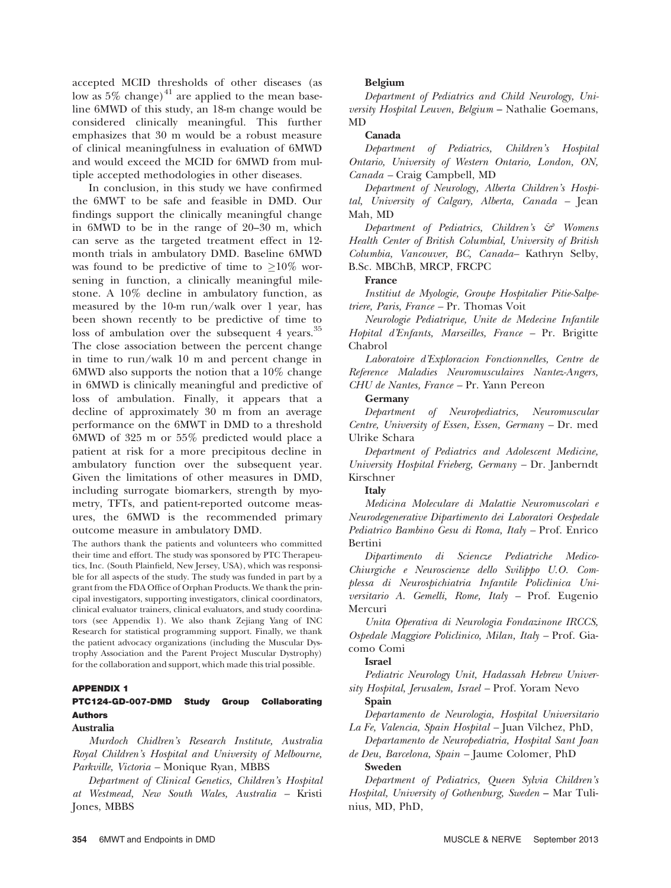accepted MCID thresholds of other diseases (as low as 5% change)[41] are applied to the mean baseline 6MWD of this study, an 18-m change would be considered clinically meaningful. This further emphasizes that 30 m would be a robust measure of clinical meaningfulness in evaluation of 6MWD and would exceed the MCID for 6MWD from multiple accepted methodologies in other diseases.

In conclusion, in this study we have confirmed the 6MWT to be safe and feasible in DMD. Our findings support the clinically meaningful change in 6MWD to be in the range of 20–30 m, which can serve as the targeted treatment effect in 12-month trials in ambulatory DMD. Baseline 6MWD was found to be predictive of time to $\geq$10% worsening in function, a clinically meaningful milestone. A 10% decline in ambulatory function, as measured by the 10-m run/walk over 1 year, has been shown recently to be predictive of time to loss of ambulation over the subsequent 4 years.[35] The close association between the percent change in time to run/walk 10 m and percent change in 6MWD also supports the notion that a 10% change in 6MWD is clinically meaningful and predictive of loss of ambulation. Finally, it appears that a decline of approximately 30 m from an average performance on the 6MWT in DMD to a threshold 6MWD of 325 m or 55% predicted would place a patient at risk for a more precipitous decline in ambulatory function over the subsequent year. Given the limitations of other measures in DMD, including surrogate biomarkers, strength by myometry, TFTs, and patient-reported outcome measures, the 6MWD is the recommended primary outcome measure in ambulatory DMD.

The authors thank the patients and volunteers who committed their time and effort. The study was sponsored by PTC Therapeutics, Inc. (South Plainfield, New Jersey, USA), which was responsible for all aspects of the study. The study was funded in part by a grant from the FDA Office of Orphan Products. We thank the principal investigators, supporting investigators, clinical coordinators, clinical evaluator trainers, clinical evaluators, and study coordinators (see Appendix 1). We also thank Zejiang Yang of INC Research for statistical programming support. Finally, we thank the patient advocacy organizations (including the Muscular Dystrophy Association and the Parent Project Muscular Dystrophy) for the collaboration and support, which made this trial possible.

## APPENDIX 1

### PTC124-GD-007-DMD Study Group Collaborating Authors

**Australia**

*Murdoch Chidlren's Research Institute, Australia Royal Children's Hospital and University of Melbourne, Parkville, Victoria* – Monique Ryan, MBBS

*Department of Clinical Genetics, Children's Hospital at Westmead, New South Wales, Australia* – Kristi Jones, MBBS

**Belgium**

*Department of Pediatrics and Child Neurology, University Hospital Leuven, Belgium* – Nathalie Goemans, MD

**Canada**

*Department of Pediatrics, Children's Hospital Ontario, University of Western Ontario, London, ON, Canada* – Craig Campbell, MD

*Department of Neurology, Alberta Children's Hospital, University of Calgary, Alberta, Canada* – Jean Mah, MD

*Department of Pediatrics, Children's & Womens Health Center of British Columbial, University of British Columbia, Vancouver, BC, Canada*– Kathryn Selby, B.Sc. MBChB, MRCP, FRCPC

**France**

*Institiut de Myologie, Groupe Hospitalier Pitie-Salpetriere, Paris, France* – Pr. Thomas Voit

*Neurologie Pediatrique, Unite de Medecine Infantile Hopital d'Enfants, Marseilles, France* – Pr. Brigitte Chabrol

*Laboratoire d'Exploracion Fonctionnelles, Centre de Reference Maladies Neuromusculaires Nantez-Angers, CHU de Nantes, France* – Pr. Yann Pereon

**Germany**

*Department of Neuropediatrics, Neuromuscular Centre, University of Essen, Essen, Germany* – Dr. med Ulrike Schara

*Department of Pediatrics and Adolescent Medicine, University Hospital Frieberg, Germany* – Dr. Janberndt Kirschner

**Italy**

*Medicina Moleculare di Malattie Neuromuscolari e Neurodegenerative Dipartimento dei Laboratori Oespedale Pediatrico Bambino Gesu di Roma, Italy* – Prof. Enrico Bertini

*Dipartimento di Sciencze Pediatriche Medico-Chiurgiche e Neuroscienze dello Svilippo U.O. Complessa di Neurospichiatria Infantile Policlinica Universitario A. Gemelli, Rome, Italy* – Prof. Eugenio Mercuri

*Unita Operativa di Neurologia Fondazinone IRCCS, Ospedale Maggiore Policlinico, Milan, Italy* – Prof. Giacomo Comi

**Israel**

*Pediatric Neurology Unit, Hadassah Hebrew University Hospital, Jerusalem, Israel* – Prof. Yoram Nevo

**Spain**

*Departamento de Neurologia, Hospital Universitario La Fe, Valencia, Spain Hospital* – Juan Vilchez, PhD,

*Departamento de Neuropediatria, Hospital Sant Joan de Deu, Barcelona, Spain* – Jaume Colomer, PhD

**Sweden**

*Department of Pediatrics, Queen Sylvia Children's Hospital, University of Gothenburg, Sweden* – Mar Tulinius, MD, PhD,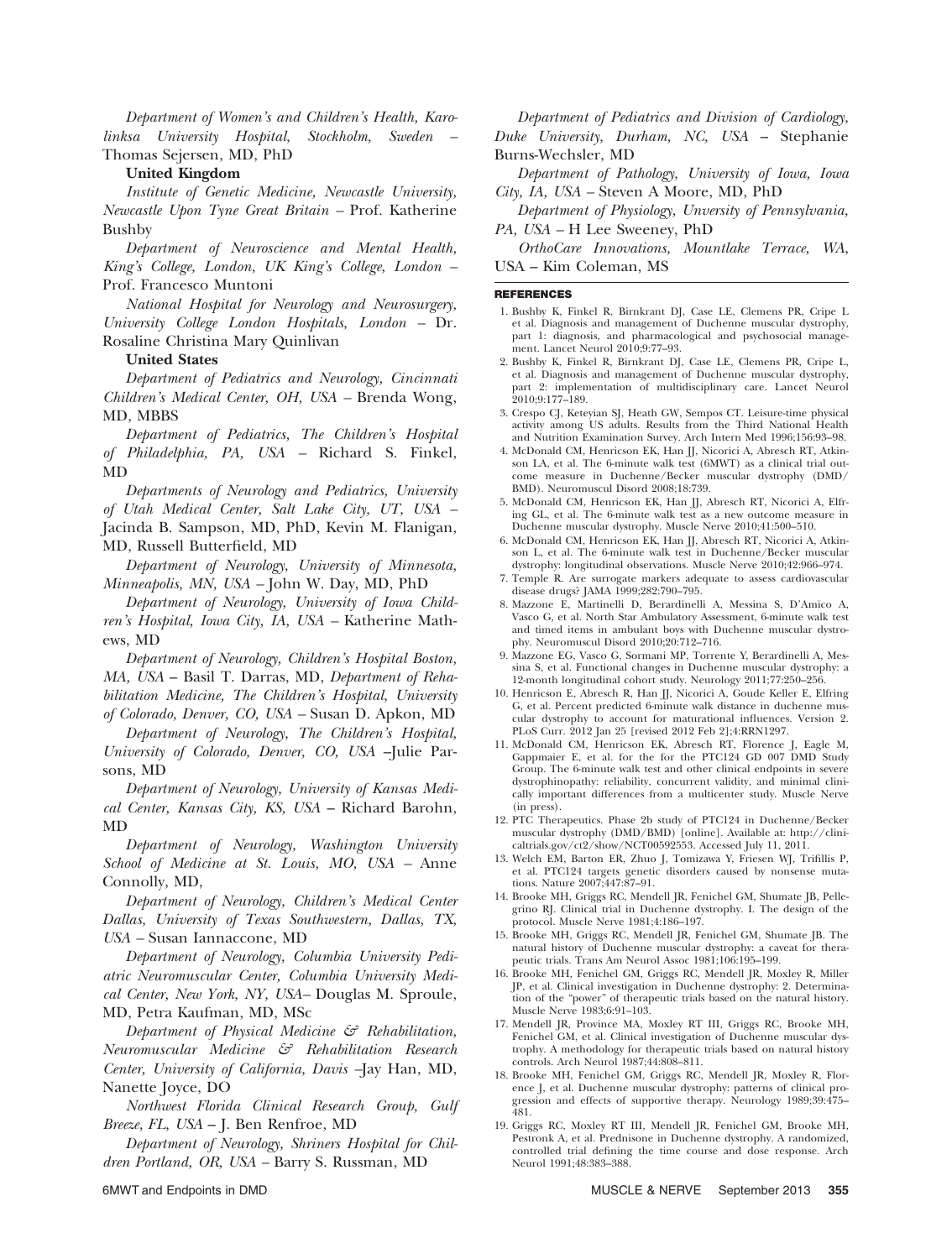*Department of Women's and Children's Health, Karolinksa University Hospital, Stockholm, Sweden* – Thomas Sejersen, MD, PhD

**United Kingdom**

*Institute of Genetic Medicine, Newcastle University, Newcastle Upon Tyne Great Britain* – Prof. Katherine Bushby

*Department of Neuroscience and Mental Health, King's College, London, UK King's College, London* – Prof. Francesco Muntoni

*National Hospital for Neurology and Neurosurgery, University College London Hospitals, London* – Dr. Rosaline Christina Mary Quinlivan

**United States**

*Department of Pediatrics and Neurology, Cincinnati Children's Medical Center, OH, USA* – Brenda Wong, MD, MBBS

*Department of Pediatrics, The Children's Hospital of Philadelphia, PA, USA* – Richard S. Finkel, MD

*Departments of Neurology and Pediatrics, University of Utah Medical Center, Salt Lake City, UT, USA* – Jacinda B. Sampson, MD, PhD, Kevin M. Flanigan, MD, Russell Butterfield, MD

*Department of Neurology, University of Minnesota, Minneapolis, MN, USA* – John W. Day, MD, PhD

*Department of Neurology, University of Iowa Children's Hospital, Iowa City, IA, USA* – Katherine Mathews, MD

*Department of Neurology, Children's Hospital Boston, MA, USA* – Basil T. Darras, MD, *Department of Rehabilitation Medicine, The Children's Hospital, University of Colorado, Denver, CO, USA* – Susan D. Apkon, MD

*Department of Neurology, The Children's Hospital, University of Colorado, Denver, CO, USA* –Julie Parsons, MD

*Department of Neurology, University of Kansas Medical Center, Kansas City, KS, USA* – Richard Barohn, MD

*Department of Neurology, Washington University School of Medicine at St. Louis, MO, USA* – Anne Connolly, MD,

*Department of Neurology, Children's Medical Center Dallas, University of Texas Southwestern, Dallas, TX, USA* – Susan Iannaccone, MD

*Department of Neurology, Columbia University Pediatric Neuromuscular Center, Columbia University Medical Center, New York, NY, USA*– Douglas M. Sproule, MD, Petra Kaufman, MD, MSc

*Department of Physical Medicine & Rehabilitation, Neuromuscular Medicine & Rehabilitation Research Center, University of California, Davis* –Jay Han, MD, Nanette Joyce, DO

*Northwest Florida Clinical Research Group, Gulf Breeze, FL, USA* – J. Ben Renfroe, MD

*Department of Neurology, Shriners Hospital for Children Portland, OR, USA* – Barry S. Russman, MD

*Department of Pediatrics and Division of Cardiology, Duke University, Durham, NC, USA* – Stephanie Burns-Wechsler, MD

*Department of Pathology, University of Iowa, Iowa City, IA, USA* – Steven A Moore, MD, PhD

*Department of Physiology, Unversity of Pennsylvania, PA, USA* – H Lee Sweeney, PhD

*OrthoCare Innovations, Mountlake Terrace, WA, USA* – Kim Coleman, MS

## REFERENCES

1. Bushby K, Finkel R, Birnkrant DJ, Case LE, Clemens PR, Cripe L et al. Diagnosis and management of Duchenne muscular dystrophy, part 1: diagnosis, and pharmacological and psychosocial management. Lancet Neurol 2010;9:77–93.
2. Bushby K, Finkel R, Birnkrant DJ, Case LE, Clemens PR, Cripe L, et al. Diagnosis and management of Duchenne muscular dystrophy, part 2: implementation of multidisciplinary care. Lancet Neurol 2010;9:177–189.
3. Crespo CJ, Keteyian SJ, Heath GW, Sempos CT. Leisure-time physical activity among US adults. Results from the Third National Health and Nutrition Examination Survey. Arch Intern Med 1996;156:93–98.
4. McDonald CM, Henricson EK, Han JJ, Nicorici A, Abresch RT, Atkinson LA, et al. The 6-minute walk test (6MWT) as a clinical trial outcome measure in Duchenne/Becker muscular dystrophy (DMD/BMD). Neuromuscul Disord 2008;18:739.
5. McDonald CM, Henricson EK, Han JJ, Abresch RT, Nicorici A, Elfring GL, et al. The 6-minute walk test as a new outcome measure in Duchenne muscular dystrophy. Muscle Nerve 2010;41:500–510.
6. McDonald CM, Henricson EK, Han JJ, Abresch RT, Nicorici A, Atkinson L, et al. The 6-minute walk test in Duchenne/Becker muscular dystrophy: longitudinal observations. Muscle Nerve 2010;42:966–974.
7. Temple R. Are surrogate markers adequate to assess cardiovascular disease drugs? JAMA 1999;282:790–795.
8. Mazzone E, Martinelli D, Berardinelli A, Messina S, D'Amico A, Vasco G, et al. North Star Ambulatory Assessment, 6-minute walk test and timed items in ambulant boys with Duchenne muscular dystrophy. Neuromuscul Disord 2010;20:712–716.
9. Mazzone EG, Vasco G, Sormani MP, Torrente Y, Berardinelli A, Messina S, et al. Functional changes in Duchenne muscular dystrophy: a 12-month longitudinal cohort study. Neurology 2011;77:250–256.
10. Henricson E, Abresch R, Han JJ, Nicorici A, Goude Keller E, Elfring G, et al. Percent predicted 6-minute walk distance in duchenne muscular dystrophy to account for maturational influences. Version 2. PLoS Curr. 2012 Jan 25 [revised 2012 Feb 2];4:RRN1297.
11. McDonald CM, Henricson EK, Abresch RT, Florence J, Eagle M, Gappmaier E, et al. for the for the PTC124 GD 007 DMD Study Group. The 6-minute walk test and other clinical endpoints in severe dystrophinopathy: reliability, concurrent validity, and minimal clinically important differences from a multicenter study. Muscle Nerve (in press).
12. PTC Therapeutics. Phase 2b study of PTC124 in Duchenne/Becker muscular dystrophy (DMD/BMD) [online]. Available at: http://clinicaltrials.gov/ct2/show/NCT00592553. Accessed July 11, 2011.
13. Welch EM, Barton ER, Zhuo J, Tomizawa Y, Friesen WJ, Trifillis P, et al. PTC124 targets genetic disorders caused by nonsense mutations. Nature 2007;447:87–91.
14. Brooke MH, Griggs RC, Mendell JR, Fenichel GM, Shumate JB, Pellegrino RJ. Clinical trial in Duchenne dystrophy. I. The design of the protocol. Muscle Nerve 1981;4:186–197.
15. Brooke MH, Griggs RC, Mendell JR, Fenichel GM, Shumate JB. The natural history of Duchenne muscular dystrophy: a caveat for therapeutic trials. Trans Am Neurol Assoc 1981;106:195–199.
16. Brooke MH, Fenichel GM, Griggs RC, Mendell JR, Moxley R, Miller JP, et al. Clinical investigation in Duchenne dystrophy: 2. Determination of the "power" of therapeutic trials based on the natural history. Muscle Nerve 1983;6:91–103.
17. Mendell JR, Province MA, Moxley RT III, Griggs RC, Brooke MH, Fenichel GM, et al. Clinical investigation of Duchenne muscular dystrophy. A methodology for therapeutic trials based on natural history controls. Arch Neurol 1987;44:808–811.
18. Brooke MH, Fenichel GM, Griggs RC, Mendell JR, Moxley R, Florence J, et al. Duchenne muscular dystrophy: patterns of clinical progression and effects of supportive therapy. Neurology 1989;39:475–481.
19. Griggs RC, Moxley RT III, Mendell JR, Fenichel GM, Brooke MH, Pestronk A, et al. Prednisone in Duchenne dystrophy. A randomized, controlled trial defining the time course and dose response. Arch Neurol 1991;48:383–388.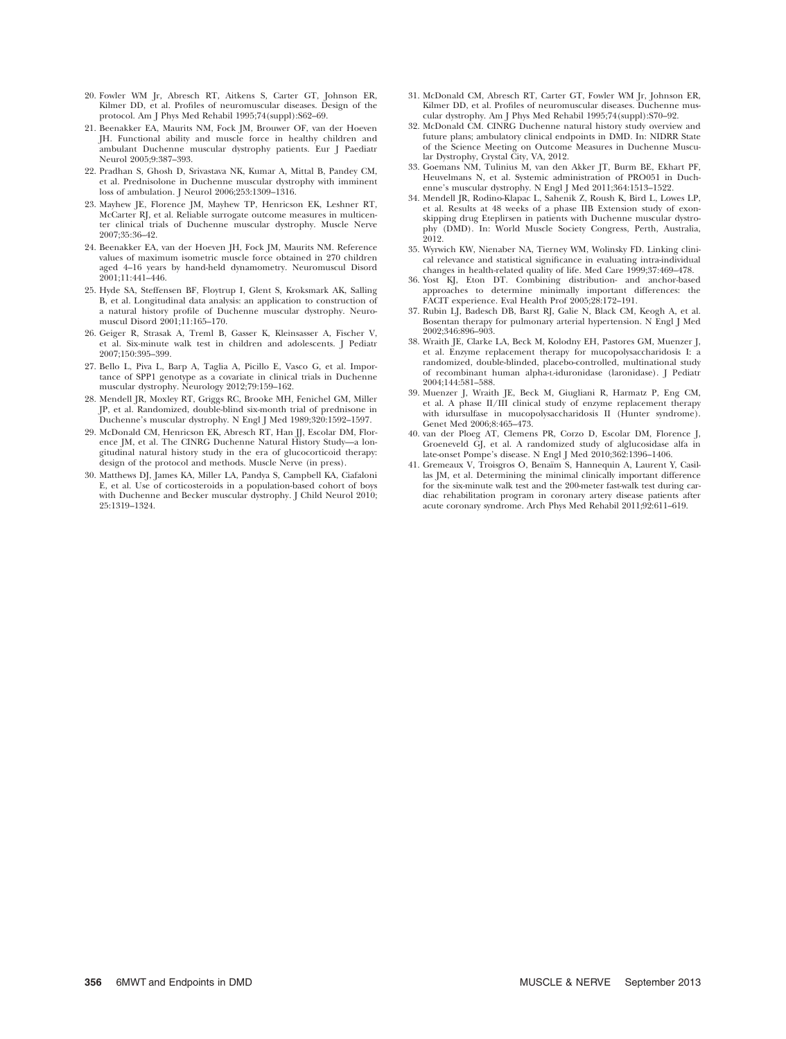20. Fowler WM Jr, Abresch RT, Aitkens S, Carter GT, Johnson ER, Kilmer DD, et al. Profiles of neuromuscular diseases. Design of the protocol. Am J Phys Med Rehabil 1995;74(suppl):S62–69.
21. Beenakker EA, Maurits NM, Fock JM, Brouwer OF, van der Hoeven JH. Functional ability and muscle force in healthy children and ambulant Duchenne muscular dystrophy patients. Eur J Paediatr Neurol 2005;9:387–393.
22. Pradhan S, Ghosh D, Srivastava NK, Kumar A, Mittal B, Pandey CM, et al. Prednisolone in Duchenne muscular dystrophy with imminent loss of ambulation. J Neurol 2006;253:1309–1316.
23. Mayhew JE, Florence JM, Mayhew TP, Henricson EK, Leshner RT, McCarter RJ, et al. Reliable surrogate outcome measures in multicenter clinical trials of Duchenne muscular dystrophy. Muscle Nerve 2007;35:36–42.
24. Beenakker EA, van der Hoeven JH, Fock JM, Maurits NM. Reference values of maximum isometric muscle force obtained in 270 children aged 4–16 years by hand-held dynamometry. Neuromuscul Disord 2001;11:441–446.
25. Hyde SA, Steffensen BF, Floytrup I, Glent S, Kroksmark AK, Salling B, et al. Longitudinal data analysis: an application to construction of a natural history profile of Duchenne muscular dystrophy. Neuromuscul Disord 2001;11:165–170.
26. Geiger R, Strasak A, Treml B, Gasser K, Kleinsasser A, Fischer V, et al. Six-minute walk test in children and adolescents. J Pediatr 2007;150:395–399.
27. Bello L, Piva L, Barp A, Taglia A, Picillo E, Vasco G, et al. Importance of SPP1 genotype as a covariate in clinical trials in Duchenne muscular dystrophy. Neurology 2012;79:159–162.
28. Mendell JR, Moxley RT, Griggs RC, Brooke MH, Fenichel GM, Miller JP, et al. Randomized, double-blind six-month trial of prednisone in Duchenne's muscular dystrophy. N Engl J Med 1989;320:1592–1597.
29. McDonald CM, Henricson EK, Abresch RT, Han JJ, Escolar DM, Florence JM, et al. The CINRG Duchenne Natural History Study—a longitudinal natural history study in the era of glucocorticoid therapy: design of the protocol and methods. Muscle Nerve (in press).
30. Matthews DJ, James KA, Miller LA, Pandya S, Campbell KA, Ciafaloni E, et al. Use of corticosteroids in a population-based cohort of boys with Duchenne and Becker muscular dystrophy. J Child Neurol 2010; 25:1319–1324.
31. McDonald CM, Abresch RT, Carter GT, Fowler WM Jr, Johnson ER, Kilmer DD, et al. Profiles of neuromuscular diseases. Duchenne muscular dystrophy. Am J Phys Med Rehabil 1995;74(suppl):S70–92.
32. McDonald CM. CINRG Duchenne natural history study overview and future plans; ambulatory clinical endpoints in DMD. In: NIDRR State of the Science Meeting on Outcome Measures in Duchenne Muscular Dystrophy, Crystal City, VA, 2012.
33. Goemans NM, Tulinius M, van den Akker JT, Burm BE, Ekhart PF, Heuvelmans N, et al. Systemic administration of PRO051 in Duchenne's muscular dystrophy. N Engl J Med 2011;364:1513–1522.
34. Mendell JR, Rodino-Klapac L, Sahenik Z, Roush K, Bird L, Lowes LP, et al. Results at 48 weeks of a phase IIB Extension study of exon-skipping drug Eteplirsen in patients with Duchenne muscular dystrophy (DMD). In: World Muscle Society Congress, Perth, Australia, 2012.
35. Wyrwich KW, Nienaber NA, Tierney WM, Wolinsky FD. Linking clinical relevance and statistical significance in evaluating intra-individual changes in health-related quality of life. Med Care 1999;37:469–478.
36. Yost KJ, Eton DT. Combining distribution- and anchor-based approaches to determine minimally important differences: the FACIT experience. Eval Health Prof 2005;28:172–191.
37. Rubin LJ, Badesch DB, Barst RJ, Galie N, Black CM, Keogh A, et al. Bosentan therapy for pulmonary arterial hypertension. N Engl J Med 2002;346:896–903.
38. Wraith JE, Clarke LA, Beck M, Kolodny EH, Pastores GM, Muenzer J, et al. Enzyme replacement therapy for mucopolysaccharidosis I: a randomized, double-blinded, placebo-controlled, multinational study of recombinant human alpha-L-iduronidase (laronidase). J Pediatr 2004;144:581–588.
39. Muenzer J, Wraith JE, Beck M, Giugliani R, Harmatz P, Eng CM, et al. A phase II/III clinical study of enzyme replacement therapy with idursulfase in mucopolysaccharidosis II (Hunter syndrome). Genet Med 2006;8:465–473.
40. van der Ploeg AT, Clemens PR, Corzo D, Escolar DM, Florence J, Groeneveld GJ, et al. A randomized study of alglucosidase alfa in late-onset Pompe's disease. N Engl J Med 2010;362:1396–1406.
41. Gremeaux V, Troisgros O, Benaïm S, Hannequin A, Laurent Y, Casillas JM, et al. Determining the minimal clinically important difference for the six-minute walk test and the 200-meter fast-walk test during cardiac rehabilitation program in coronary artery disease patients after acute coronary syndrome. Arch Phys Med Rehabil 2011;92:611–619.